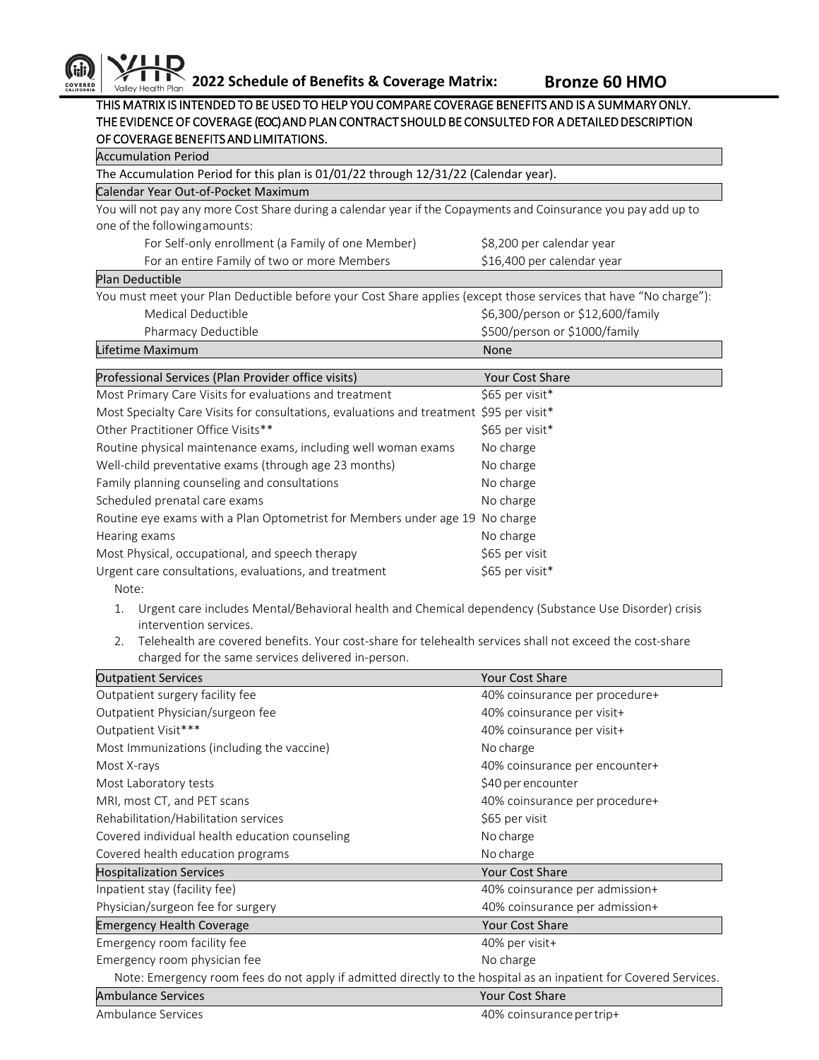# 2022 Schedule of Benefits & Coverage Matrix: Bronze 60 HMO

**THIS MATRIX IS INTENDED TO BE USED TO HELP YOU COMPARE COVERAGE BENEFITS AND IS A SUMMARY ONLY. THE EVIDENCE OF COVERAGE (EOC) AND PLAN CONTRACT SHOULD BE CONSULTED FOR A DETAILED DESCRIPTION OF COVERAGE BENEFITS AND LIMITATIONS.**

## Accumulation Period

The Accumulation Period for this plan is 01/01/22 through 12/31/22 (Calendar year).

## Calendar Year Out-of-Pocket Maximum

You will not pay any more Cost Share during a calendar year if the Copayments and Coinsurance you pay add up to one of the following amounts:

| | |
|---|---|
| For Self-only enrollment (a Family of one Member) | $8,200 per calendar year |
| For an entire Family of two or more Members | $16,400 per calendar year |

## Plan Deductible

You must meet your Plan Deductible before your Cost Share applies (except those services that have "No charge"):

| | |
|---|---|
| Medical Deductible | $6,300/person or $12,600/family |
| Pharmacy Deductible | $500/person or $1000/family |

| Lifetime Maximum | None |
|---|---|

| Professional Services (Plan Provider office visits) | Your Cost Share |
|---|---|
| Most Primary Care Visits for evaluations and treatment | $65 per visit* |
| Most Specialty Care Visits for consultations, evaluations and treatment | $95 per visit* |
| Other Practitioner Office Visits** | $65 per visit* |
| Routine physical maintenance exams, including well woman exams | No charge |
| Well-child preventative exams (through age 23 months) | No charge |
| Family planning counseling and consultations | No charge |
| Scheduled prenatal care exams | No charge |
| Routine eye exams with a Plan Optometrist for Members under age 19 | No charge |
| Hearing exams | No charge |
| Most Physical, occupational, and speech therapy | $65 per visit |
| Urgent care consultations, evaluations, and treatment | $65 per visit* |

Note:

1. Urgent care includes Mental/Behavioral health and Chemical dependency (Substance Use Disorder) crisis intervention services.
2. Telehealth are covered benefits. Your cost-share for telehealth services shall not exceed the cost-share charged for the same services delivered in-person.

| Outpatient Services | Your Cost Share |
|---|---|
| Outpatient surgery facility fee | 40% coinsurance per procedure+ |
| Outpatient Physician/surgeon fee | 40% coinsurance per visit+ |
| Outpatient Visit*** | 40% coinsurance per visit+ |
| Most Immunizations (including the vaccine) | No charge |
| Most X-rays | 40% coinsurance per encounter+ |
| Most Laboratory tests | $40 per encounter |
| MRI, most CT, and PET scans | 40% coinsurance per procedure+ |
| Rehabilitation/Habilitation services | $65 per visit |
| Covered individual health education counseling | No charge |
| Covered health education programs | No charge |

| Hospitalization Services | Your Cost Share |
|---|---|
| Inpatient stay (facility fee) | 40% coinsurance per admission+ |
| Physician/surgeon fee for surgery | 40% coinsurance per admission+ |

| Emergency Health Coverage | Your Cost Share |
|---|---|
| Emergency room facility fee | 40% per visit+ |
| Emergency room physician fee | No charge |

Note: Emergency room fees do not apply if admitted directly to the hospital as an inpatient for Covered Services.

| Ambulance Services | Your Cost Share |
|---|---|
| Ambulance Services | 40% coinsurance per trip+ |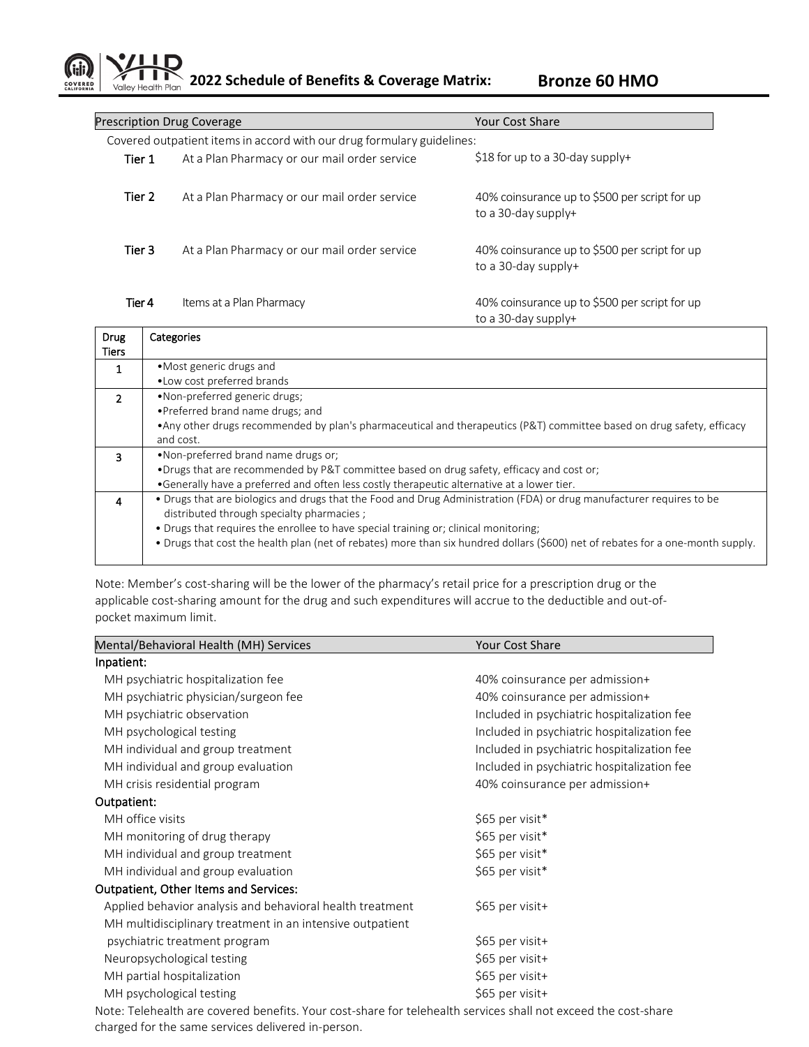## 2022 Schedule of Benefits & Coverage Matrix: Bronze 60 HMO

| Prescription Drug Coverage | | Your Cost Share |
|---|---|---|
| Covered outpatient items in accord with our drug formulary guidelines: | | |
| **Tier 1** | At a Plan Pharmacy or our mail order service | $18 for up to a 30-day supply+ |
| **Tier 2** | At a Plan Pharmacy or our mail order service | 40% coinsurance up to $500 per script for up to a 30-day supply+ |
| **Tier 3** | At a Plan Pharmacy or our mail order service | 40% coinsurance up to $500 per script for up to a 30-day supply+ |
| **Tier 4** | Items at a Plan Pharmacy | 40% coinsurance up to $500 per script for up to a 30-day supply+ |

| Drug Tiers | Categories |
|---|---|
| 1 | •Most generic drugs and<br>•Low cost preferred brands |
| 2 | •Non-preferred generic drugs;<br>•Preferred brand name drugs; and<br>•Any other drugs recommended by plan's pharmaceutical and therapeutics (P&T) committee based on drug safety, efficacy and cost. |
| 3 | •Non-preferred brand name drugs or;<br>•Drugs that are recommended by P&T committee based on drug safety, efficacy and cost or;<br>•Generally have a preferred and often less costly therapeutic alternative at a lower tier. |
| 4 | • Drugs that are biologics and drugs that the Food and Drug Administration (FDA) or drug manufacturer requires to be distributed through specialty pharmacies ;<br>• Drugs that requires the enrollee to have special training or; clinical monitoring;<br>• Drugs that cost the health plan (net of rebates) more than six hundred dollars ($600) net of rebates for a one-month supply. |

Note: Member's cost-sharing will be the lower of the pharmacy's retail price for a prescription drug or the applicable cost-sharing amount for the drug and such expenditures will accrue to the deductible and out-of-pocket maximum limit.

| Mental/Behavioral Health (MH) Services | Your Cost Share |
|---|---|
| **Inpatient:** | |
| MH psychiatric hospitalization fee | 40% coinsurance per admission+ |
| MH psychiatric physician/surgeon fee | 40% coinsurance per admission+ |
| MH psychiatric observation | Included in psychiatric hospitalization fee |
| MH psychological testing | Included in psychiatric hospitalization fee |
| MH individual and group treatment | Included in psychiatric hospitalization fee |
| MH individual and group evaluation | Included in psychiatric hospitalization fee |
| MH crisis residential program | 40% coinsurance per admission+ |
| **Outpatient:** | |
| MH office visits | $65 per visit* |
| MH monitoring of drug therapy | $65 per visit* |
| MH individual and group treatment | $65 per visit* |
| MH individual and group evaluation | $65 per visit* |
| **Outpatient, Other Items and Services:** | |
| Applied behavior analysis and behavioral health treatment | $65 per visit+ |
| MH multidisciplinary treatment in an intensive outpatient psychiatric treatment program | $65 per visit+ |
| Neuropsychological testing | $65 per visit+ |
| MH partial hospitalization | $65 per visit+ |
| MH psychological testing | $65 per visit+ |

Note: Telehealth are covered benefits. Your cost-share for telehealth services shall not exceed the cost-share charged for the same services delivered in-person.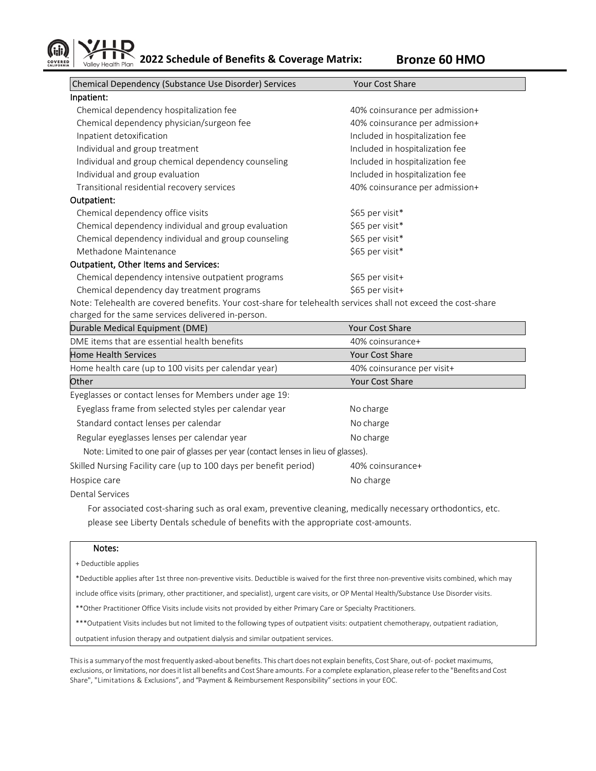| Chemical Dependency (Substance Use Disorder) Services | Your Cost Share |
|---|---|
| **Inpatient:** | |
| Chemical dependency hospitalization fee | 40% coinsurance per admission+ |
| Chemical dependency physician/surgeon fee | 40% coinsurance per admission+ |
| Inpatient detoxification | Included in hospitalization fee |
| Individual and group treatment | Included in hospitalization fee |
| Individual and group chemical dependency counseling | Included in hospitalization fee |
| Individual and group evaluation | Included in hospitalization fee |
| Transitional residential recovery services | 40% coinsurance per admission+ |
| **Outpatient:** | |
| Chemical dependency office visits | $65 per visit* |
| Chemical dependency individual and group evaluation | $65 per visit* |
| Chemical dependency individual and group counseling | $65 per visit* |
| Methadone Maintenance | $65 per visit* |
| **Outpatient, Other Items and Services:** | |
| Chemical dependency intensive outpatient programs | $65 per visit+ |
| Chemical dependency day treatment programs | $65 per visit+ |

Note: Telehealth are covered benefits. Your cost-share for telehealth services shall not exceed the cost-share charged for the same services delivered in-person.

| Durable Medical Equipment (DME) | Your Cost Share |
|---|---|
| DME items that are essential health benefits | 40% coinsurance+ |

| Home Health Services | Your Cost Share |
|---|---|
| Home health care (up to 100 visits per calendar year) | 40% coinsurance per visit+ |

| Other | Your Cost Share |
|---|---|
| Eyeglasses or contact lenses for Members under age 19: | |
| Eyeglass frame from selected styles per calendar year | No charge |
| Standard contact lenses per calendar | No charge |
| Regular eyeglasses lenses per calendar year | No charge |
| Note: Limited to one pair of glasses per year (contact lenses in lieu of glasses). | |
| Skilled Nursing Facility care (up to 100 days per benefit period) | 40% coinsurance+ |
| Hospice care | No charge |
| Dental Services | |

For associated cost-sharing such as oral exam, preventive cleaning, medically necessary orthodontics, etc. please see Liberty Dentals schedule of benefits with the appropriate cost-amounts.

**Notes:**

+ Deductible applies

*Deductible applies after 1st three non-preventive visits. Deductible is waived for the first three non-preventive visits combined, which may include office visits (primary, other practitioner, and specialist), urgent care visits, or OP Mental Health/Substance Use Disorder visits.

**Other Practitioner Office Visits include visits not provided by either Primary Care or Specialty Practitioners.

***Outpatient Visits includes but not limited to the following types of outpatient visits: outpatient chemotherapy, outpatient radiation, outpatient infusion therapy and outpatient dialysis and similar outpatient services.

This is a summary of the most frequently asked-about benefits. This chart does not explain benefits, Cost Share, out-of- pocket maximums, exclusions, or limitations, nor does it list all benefits and Cost Share amounts. For a complete explanation, please refer to the "Benefits and Cost Share", "Limitations & Exclusions", and "Payment & Reimbursement Responsibility" sections in your EOC.